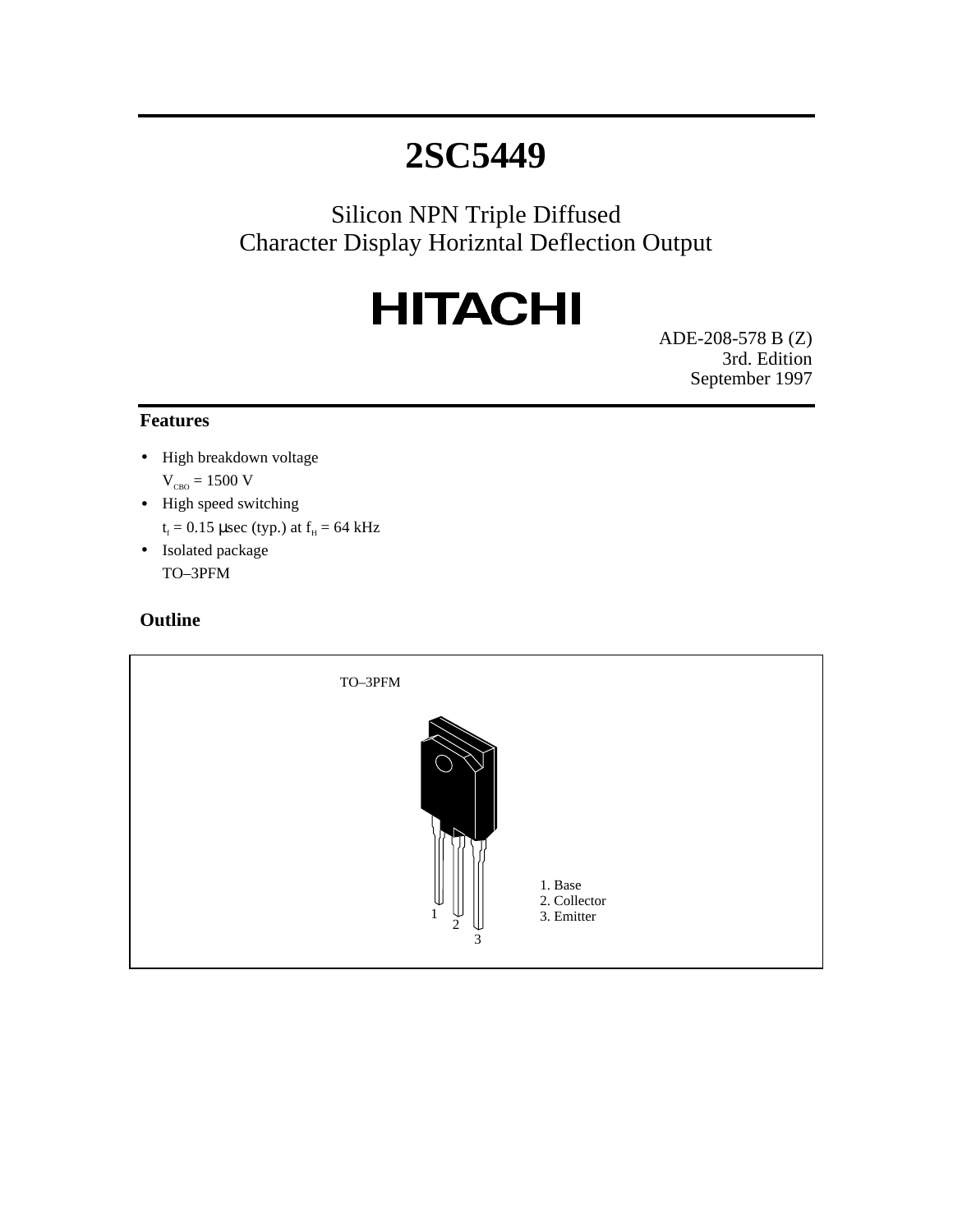# 2SC5449

Silicon NPN Triple Diffused
Character Display Horizntal Deflection Output

HITACHI

ADE-208-578 B (Z)
3rd. Edition
September 1997

## Features

- High breakdown voltage
  $V_{CBO}$ = 1500 V
- High speed switching
  $t_f$ = 0.15 μsec (typ.) at $f_H$ = 64 kHz
- Isolated package
  TO–3PFM

## Outline

TO–3PFM

1. Base
2. Collector
3. Emitter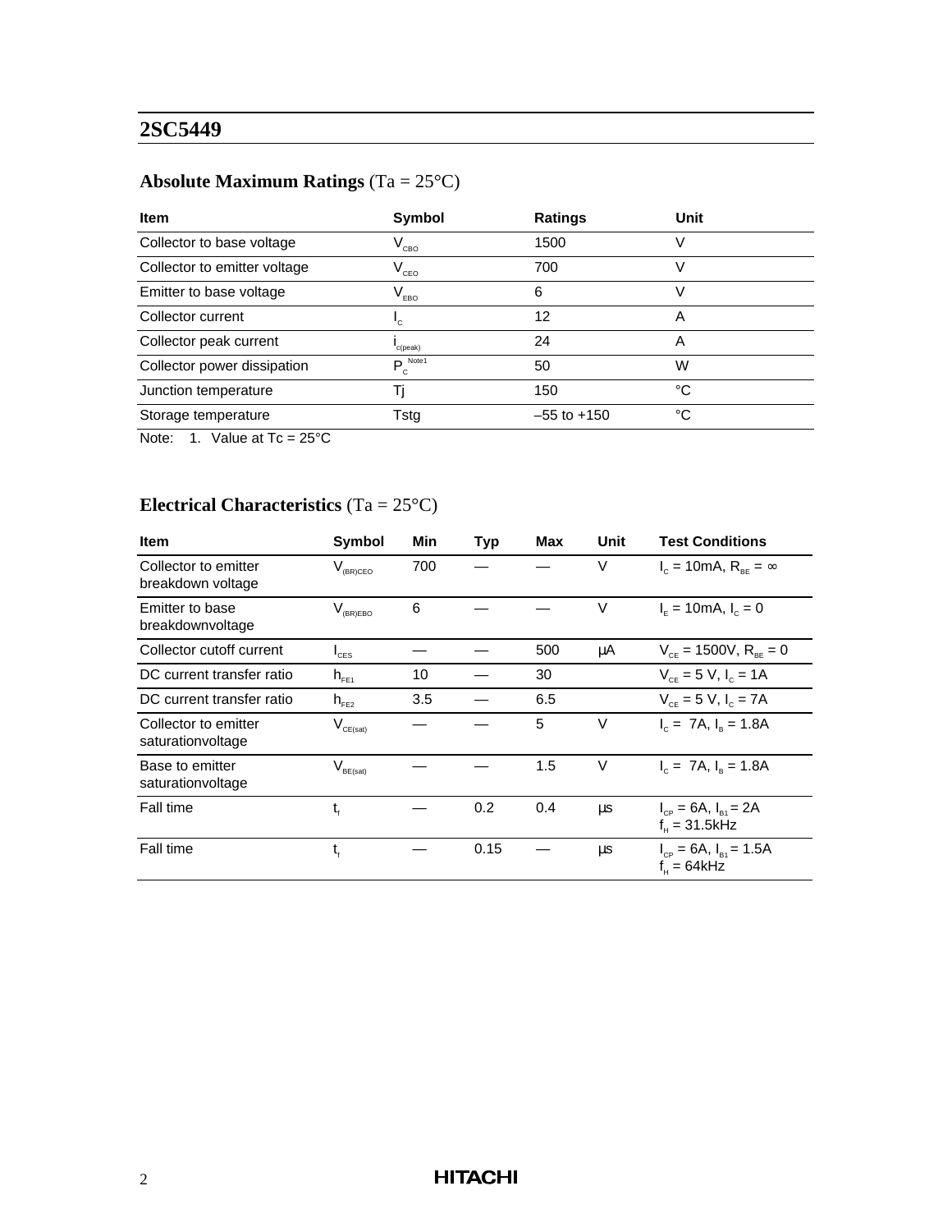# 2SC5449

## Absolute Maximum Ratings (Ta = 25°C)

| Item | Symbol | Ratings | Unit |
|---|---|---|---|
| Collector to base voltage | $V_{CBO}$ | 1500 | V |
| Collector to emitter voltage | $V_{CEO}$ | 700 | V |
| Emitter to base voltage | $V_{EBO}$ | 6 | V |
| Collector current | $I_C$ | 12 | A |
| Collector peak current | $i_{c(peak)}$ | 24 | A |
| Collector power dissipation | $P_C$ Note1 | 50 | W |
| Junction temperature | Tj | 150 | °C |
| Storage temperature | Tstg | –55 to +150 | °C |

Note: 1. Value at Tc = 25°C

## Electrical Characteristics (Ta = 25°C)

| Item | Symbol | Min | Typ | Max | Unit | Test Conditions |
|---|---|---|---|---|---|---|
| Collector to emitter breakdown voltage | $V_{(BR)CEO}$ | 700 | — | — | V | $I_C$ = 10mA, $R_{BE} = \infty$ |
| Emitter to base breakdownvoltage | $V_{(BR)EBO}$ | 6 | — | — | V | $I_E$ = 10mA, $I_C$ = 0 |
| Collector cutoff current | $I_{CES}$ | — | — | 500 | µA | $V_{CE}$ = 1500V, $R_{BE}$ = 0 |
| DC current transfer ratio | $h_{FE1}$ | 10 | — | 30 | | $V_{CE}$ = 5 V, $I_C$ = 1A |
| DC current transfer ratio | $h_{FE2}$ | 3.5 | — | 6.5 | | $V_{CE}$ = 5 V, $I_C$ = 7A |
| Collector to emitter saturationvoltage | $V_{CE(sat)}$ | — | — | 5 | V | $I_C$ = 7A, $I_B$ = 1.8A |
| Base to emitter saturationvoltage | $V_{BE(sat)}$ | — | — | 1.5 | V | $I_C$ = 7A, $I_B$ = 1.8A |
| Fall time | $t_f$ | — | 0.2 | 0.4 | µs | $I_{CP}$ = 6A, $I_{B1}$ = 2A $f_H$ = 31.5kHz |
| Fall time | $t_f$ | — | 0.15 | — | µs | $I_{CP}$ = 6A, $I_{B1}$ = 1.5A $f_H$ = 64kHz |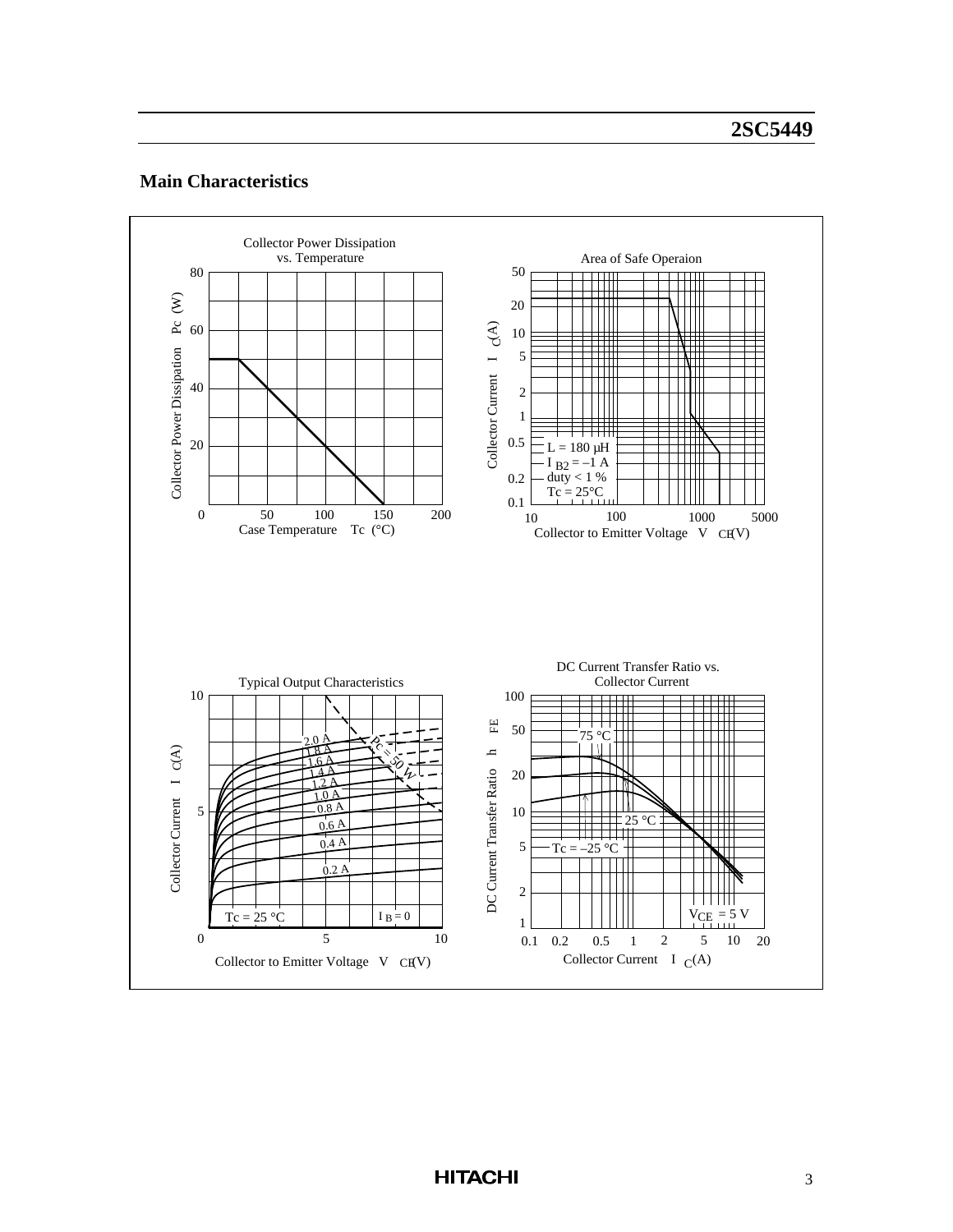## Main Characteristics

**Collector Power Dissipation vs. Temperature**

Collector Power Dissipation Pc (W) vs. Case Temperature Tc (°C)

**Area of Safe Operaion**

Collector Current $I_C$ (A) vs. Collector to Emitter Voltage $V_{CE}$ (V)

L = 180 μH
$I_{B2}$ = –1 A
duty < 1 %
Tc = 25°C

**Typical Output Characteristics**

Collector Current $I_C$ (A) vs. Collector to Emitter Voltage $V_{CE}$ (V)

2.0 A, 1.8 A, 1.6 A, 1.4 A, 1.2 A, 1.0 A, 0.8 A, 0.6 A, 0.4 A, 0.2 A

Pc = 50 W

Tc = 25 °C

$I_B$ = 0

**DC Current Transfer Ratio vs. Collector Current**

DC Current Transfer Ratio $h_{FE}$ vs. Collector Current $I_C$ (A)

75 °C, 25 °C, Tc = –25 °C

$V_{CE}$ = 5 V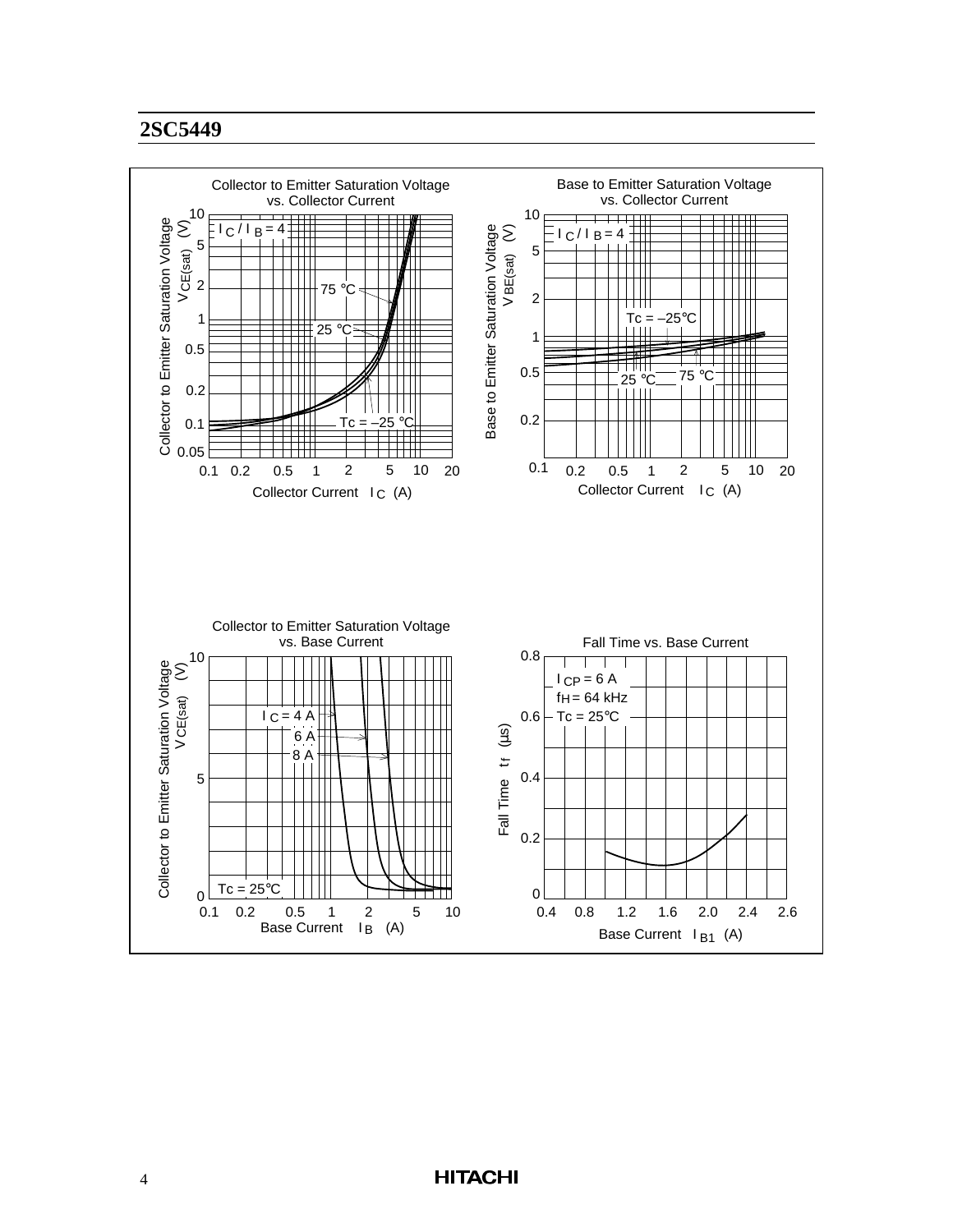**Collector to Emitter Saturation Voltage vs. Collector Current**

$I_C / I_B = 4$

Collector to Emitter Saturation Voltage $V_{CE(sat)}$ (V): 0.05, 0.1, 0.2, 0.5, 1, 2, 5, 10

Collector Current $I_C$ (A): 0.1, 0.2, 0.5, 1, 2, 5, 10, 20

75 °C, 25 °C, Tc = –25 °C

**Base to Emitter Saturation Voltage vs. Collector Current**

$I_C / I_B = 4$

Base to Emitter Saturation Voltage $V_{BE(sat)}$ (V): 0.1, 0.2, 0.5, 1, 2, 5, 10

Collector Current $I_C$ (A): 0.1, 0.2, 0.5, 1, 2, 5, 10, 20

Tc = –25°C, 25 °C, 75 °C

**Collector to Emitter Saturation Voltage vs. Base Current**

Collector to Emitter Saturation Voltage $V_{CE(sat)}$ (V): 0, 5, 10

Base Current $I_B$ (A): 0.1, 0.2, 0.5, 1, 2, 5, 10

$I_C$ = 4 A, 6 A, 8 A

Tc = 25°C

**Fall Time vs. Base Current**

$I_{CP}$ = 6 A
$f_H$ = 64 kHz
Tc = 25°C

Fall Time $t_f$ (µs): 0, 0.2, 0.4, 0.6, 0.8

Base Current $I_{B1}$ (A): 0.4, 0.8, 1.2, 1.6, 2.0, 2.4, 2.6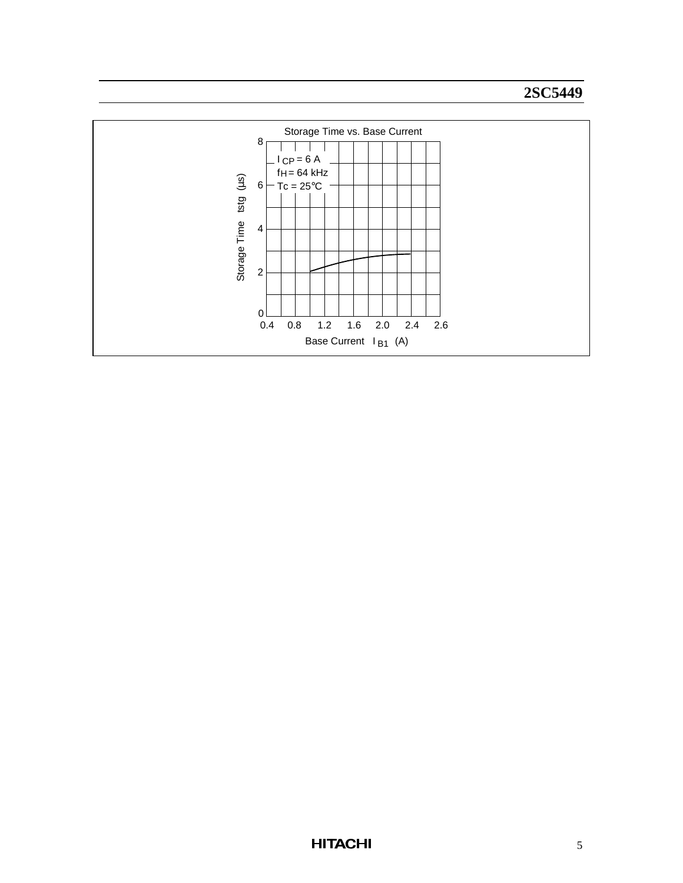Storage Time vs. Base Current

$I_{CP}$ = 6 A
$f_H$ = 64 kHz
Tc = 25°C

Storage Time tstg (μs)

Base Current $I_{B1}$ (A)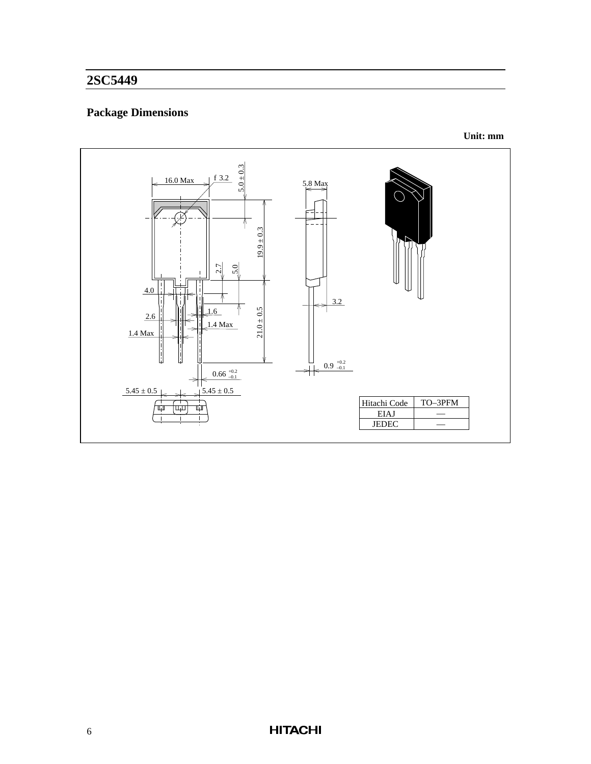## Package Dimensions

**Unit: mm**

| Hitachi Code | TO–3PFM |
|---|---|
| EIAJ | — |
| JEDEC | — |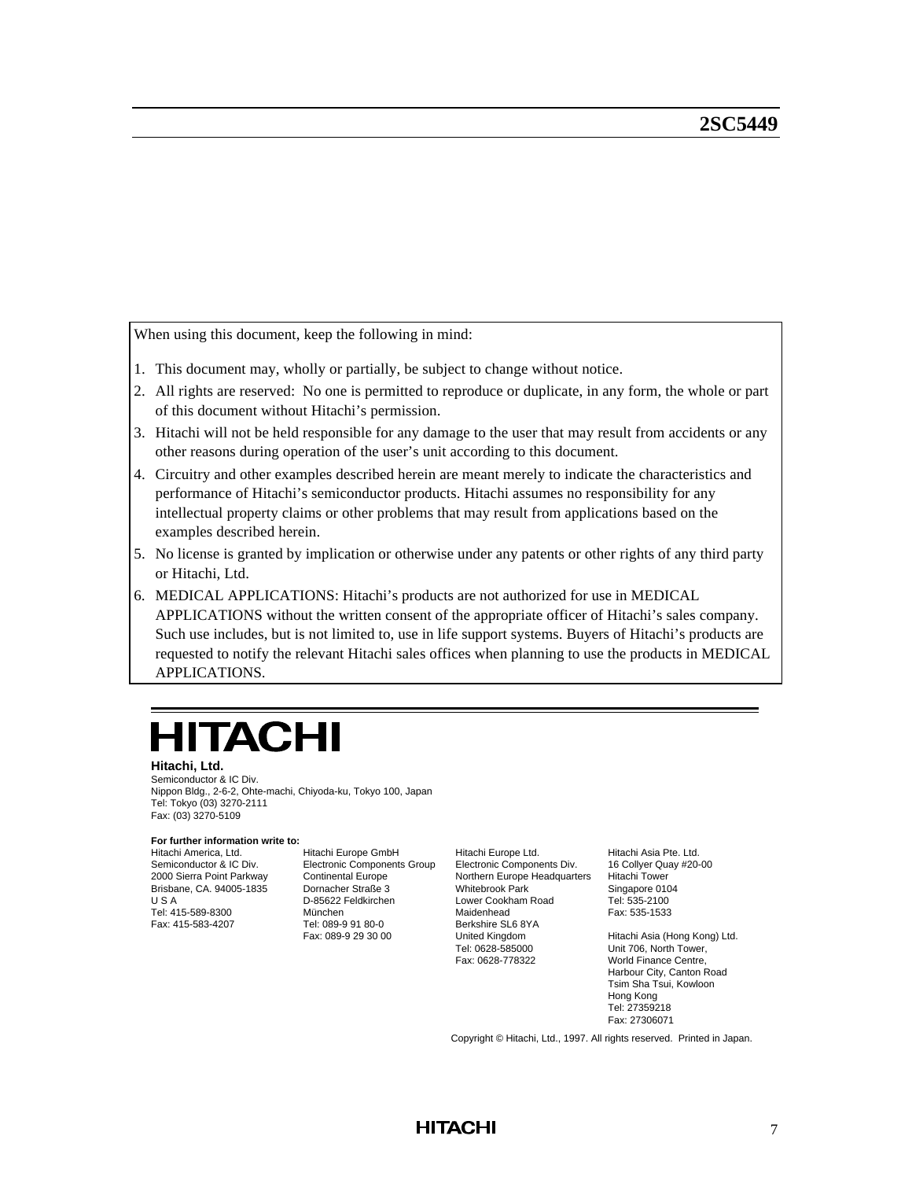When using this document, keep the following in mind:

1. This document may, wholly or partially, be subject to change without notice.
2. All rights are reserved: No one is permitted to reproduce or duplicate, in any form, the whole or part of this document without Hitachi's permission.
3. Hitachi will not be held responsible for any damage to the user that may result from accidents or any other reasons during operation of the user's unit according to this document.
4. Circuitry and other examples described herein are meant merely to indicate the characteristics and performance of Hitachi's semiconductor products. Hitachi assumes no responsibility for any intellectual property claims or other problems that may result from applications based on the examples described herein.
5. No license is granted by implication or otherwise under any patents or other rights of any third party or Hitachi, Ltd.
6. MEDICAL APPLICATIONS: Hitachi's products are not authorized for use in MEDICAL APPLICATIONS without the written consent of the appropriate officer of Hitachi's sales company. Such use includes, but is not limited to, use in life support systems. Buyers of Hitachi's products are requested to notify the relevant Hitachi sales offices when planning to use the products in MEDICAL APPLICATIONS.

# HITACHI

**Hitachi, Ltd.**
Semiconductor & IC Div.
Nippon Bldg., 2-6-2, Ohte-machi, Chiyoda-ku, Tokyo 100, Japan
Tel: Tokyo (03) 3270-2111
Fax: (03) 3270-5109

**For further information write to:**

Hitachi America, Ltd.
Semiconductor & IC Div.
2000 Sierra Point Parkway
Brisbane, CA. 94005-1835
U S A
Tel: 415-589-8300
Fax: 415-583-4207

Hitachi Europe GmbH
Electronic Components Group
Continental Europe
Dornacher Straße 3
D-85622 Feldkirchen
München
Tel: 089-9 91 80-0
Fax: 089-9 29 30 00

Hitachi Europe Ltd.
Electronic Components Div.
Northern Europe Headquarters
Whitebrook Park
Lower Cookham Road
Maidenhead
Berkshire SL6 8YA
United Kingdom
Tel: 0628-585000
Fax: 0628-778322

Hitachi Asia Pte. Ltd.
16 Collyer Quay #20-00
Hitachi Tower
Singapore 0104
Tel: 535-2100
Fax: 535-1533

Hitachi Asia (Hong Kong) Ltd.
Unit 706, North Tower,
World Finance Centre,
Harbour City, Canton Road
Tsim Sha Tsui, Kowloon
Hong Kong
Tel: 27359218
Fax: 27306071

Copyright © Hitachi, Ltd., 1997. All rights reserved. Printed in Japan.